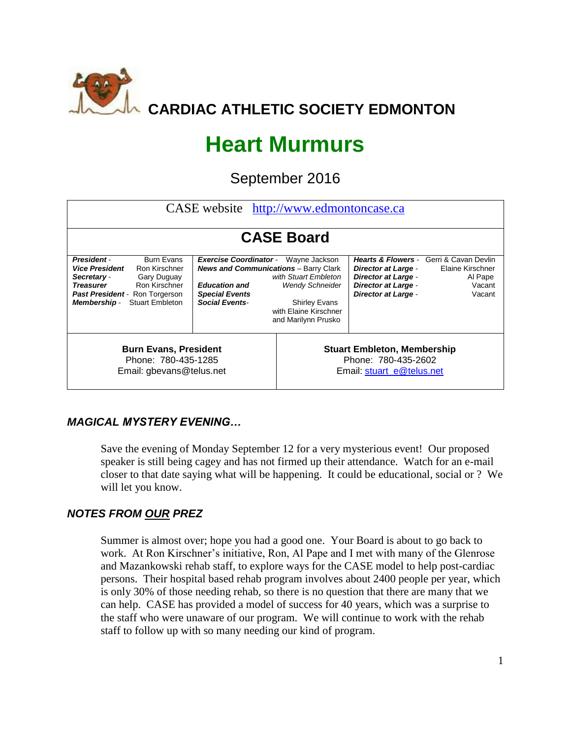# CARDIAC ATHLETIC SOCIETY EDMONTON

# Heart Murmurs

## September 2016

CASE website [http://www.edmontoncase.ca](http://www.edmontoncase.ca)

## CASE Board

| | | | | | |
|---|---|---|---|---|---|
| ***President*** - | Burn Evans | ***Exercise Coordinator*** - | Wayne Jackson | ***Hearts & Flowers*** - | Gerri & Cavan Devlin |
| ***Vice President*** | Ron Kirschner | ***News and Communications*** – | Barry Clark *with Stuart Embleton* | ***Director at Large*** - | Elaine Kirschner |
| ***Secretary*** - | Gary Duguay | ***Education and*** | *Wendy Schneider* | ***Director at Large*** - | Al Pape |
| ***Treasurer*** | Ron Kirschner | ***Special Events*** | | ***Director at Large*** - | Vacant |
| ***Past President*** - | Ron Torgerson | ***Social Events***- | Shirley Evans with Elaine Kirschner and Marilynn Prusko | ***Director at Large*** - | Vacant |
| ***Membership*** - | Stuart Embleton | | | | |

| | |
|---|---|
| **Burn Evans, President** Phone: 780-435-1285 Email: gbevans@telus.net | **Stuart Embleton, Membership** Phone: 780-435-2602 Email: stuart_e@telus.net |

### *MAGICAL MYSTERY EVENING…*

Save the evening of Monday September 12 for a very mysterious event! Our proposed speaker is still being cagey and has not firmed up their attendance. Watch for an e-mail closer to that date saying what will be happening. It could be educational, social or ? We will let you know.

### *NOTES FROM OUR PREZ*

Summer is almost over; hope you had a good one. Your Board is about to go back to work. At Ron Kirschner's initiative, Ron, Al Pape and I met with many of the Glenrose and Mazankowski rehab staff, to explore ways for the CASE model to help post-cardiac persons. Their hospital based rehab program involves about 2400 people per year, which is only 30% of those needing rehab, so there is no question that there are many that we can help. CASE has provided a model of success for 40 years, which was a surprise to the staff who were unaware of our program. We will continue to work with the rehab staff to follow up with so many needing our kind of program.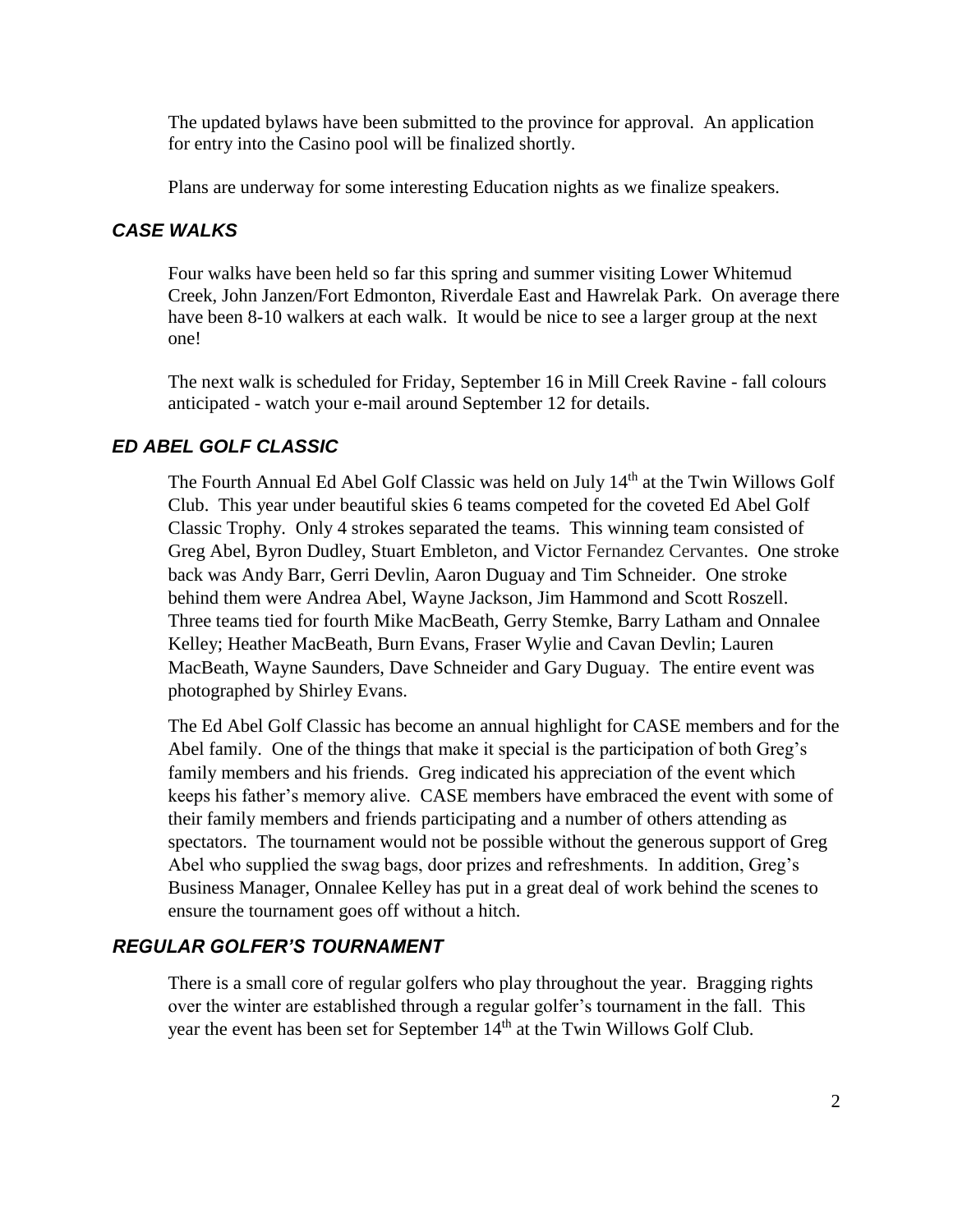The updated bylaws have been submitted to the province for approval. An application for entry into the Casino pool will be finalized shortly.

Plans are underway for some interesting Education nights as we finalize speakers.

### *CASE WALKS*

Four walks have been held so far this spring and summer visiting Lower Whitemud Creek, John Janzen/Fort Edmonton, Riverdale East and Hawrelak Park. On average there have been 8-10 walkers at each walk. It would be nice to see a larger group at the next one!

The next walk is scheduled for Friday, September 16 in Mill Creek Ravine - fall colours anticipated - watch your e-mail around September 12 for details.

### *ED ABEL GOLF CLASSIC*

The Fourth Annual Ed Abel Golf Classic was held on July 14th at the Twin Willows Golf Club. This year under beautiful skies 6 teams competed for the coveted Ed Abel Golf Classic Trophy. Only 4 strokes separated the teams. This winning team consisted of Greg Abel, Byron Dudley, Stuart Embleton, and Victor Fernandez Cervantes. One stroke back was Andy Barr, Gerri Devlin, Aaron Duguay and Tim Schneider. One stroke behind them were Andrea Abel, Wayne Jackson, Jim Hammond and Scott Roszell. Three teams tied for fourth Mike MacBeath, Gerry Stemke, Barry Latham and Onnalee Kelley; Heather MacBeath, Burn Evans, Fraser Wylie and Cavan Devlin; Lauren MacBeath, Wayne Saunders, Dave Schneider and Gary Duguay. The entire event was photographed by Shirley Evans.

The Ed Abel Golf Classic has become an annual highlight for CASE members and for the Abel family. One of the things that make it special is the participation of both Greg's family members and his friends. Greg indicated his appreciation of the event which keeps his father's memory alive. CASE members have embraced the event with some of their family members and friends participating and a number of others attending as spectators. The tournament would not be possible without the generous support of Greg Abel who supplied the swag bags, door prizes and refreshments. In addition, Greg's Business Manager, Onnalee Kelley has put in a great deal of work behind the scenes to ensure the tournament goes off without a hitch.

### *REGULAR GOLFER'S TOURNAMENT*

There is a small core of regular golfers who play throughout the year. Bragging rights over the winter are established through a regular golfer's tournament in the fall. This year the event has been set for September 14th at the Twin Willows Golf Club.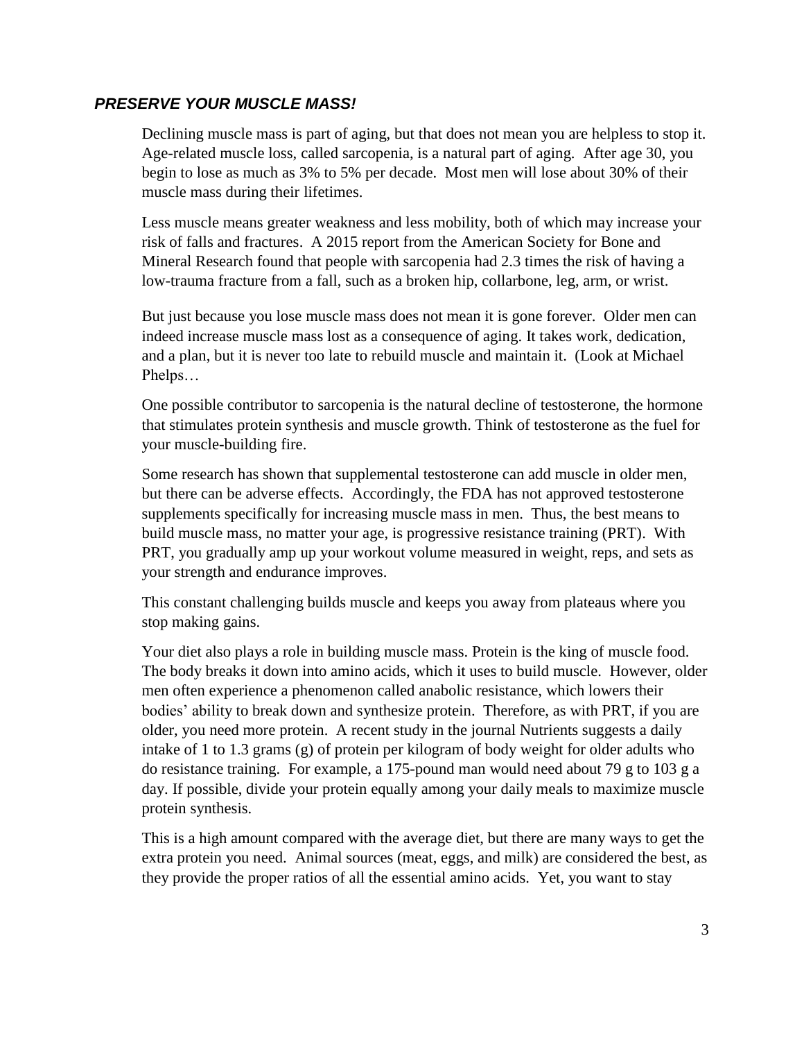### ***PRESERVE YOUR MUSCLE MASS!***

Declining muscle mass is part of aging, but that does not mean you are helpless to stop it. Age-related muscle loss, called sarcopenia, is a natural part of aging. After age 30, you begin to lose as much as 3% to 5% per decade. Most men will lose about 30% of their muscle mass during their lifetimes.

Less muscle means greater weakness and less mobility, both of which may increase your risk of falls and fractures. A 2015 report from the American Society for Bone and Mineral Research found that people with sarcopenia had 2.3 times the risk of having a low-trauma fracture from a fall, such as a broken hip, collarbone, leg, arm, or wrist.

But just because you lose muscle mass does not mean it is gone forever. Older men can indeed increase muscle mass lost as a consequence of aging. It takes work, dedication, and a plan, but it is never too late to rebuild muscle and maintain it. (Look at Michael Phelps…

One possible contributor to sarcopenia is the natural decline of testosterone, the hormone that stimulates protein synthesis and muscle growth. Think of testosterone as the fuel for your muscle-building fire.

Some research has shown that supplemental testosterone can add muscle in older men, but there can be adverse effects. Accordingly, the FDA has not approved testosterone supplements specifically for increasing muscle mass in men. Thus, the best means to build muscle mass, no matter your age, is progressive resistance training (PRT). With PRT, you gradually amp up your workout volume measured in weight, reps, and sets as your strength and endurance improves.

This constant challenging builds muscle and keeps you away from plateaus where you stop making gains.

Your diet also plays a role in building muscle mass. Protein is the king of muscle food. The body breaks it down into amino acids, which it uses to build muscle. However, older men often experience a phenomenon called anabolic resistance, which lowers their bodies' ability to break down and synthesize protein. Therefore, as with PRT, if you are older, you need more protein. A recent study in the journal Nutrients suggests a daily intake of 1 to 1.3 grams (g) of protein per kilogram of body weight for older adults who do resistance training. For example, a 175-pound man would need about 79 g to 103 g a day. If possible, divide your protein equally among your daily meals to maximize muscle protein synthesis.

This is a high amount compared with the average diet, but there are many ways to get the extra protein you need. Animal sources (meat, eggs, and milk) are considered the best, as they provide the proper ratios of all the essential amino acids. Yet, you want to stay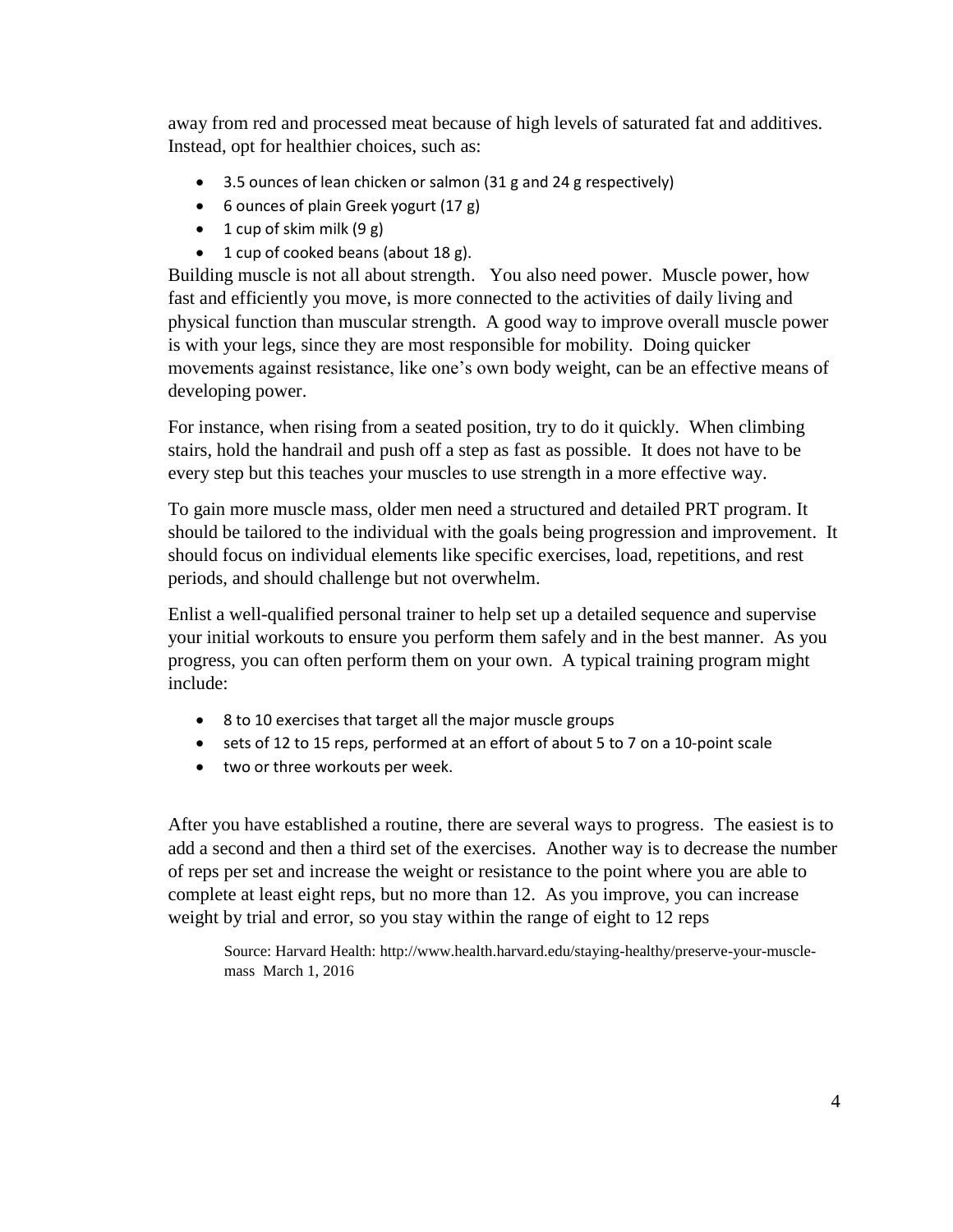away from red and processed meat because of high levels of saturated fat and additives. Instead, opt for healthier choices, such as:

- 3.5 ounces of lean chicken or salmon (31 g and 24 g respectively)
- 6 ounces of plain Greek yogurt (17 g)
- 1 cup of skim milk (9 g)
- 1 cup of cooked beans (about 18 g).

Building muscle is not all about strength. You also need power. Muscle power, how fast and efficiently you move, is more connected to the activities of daily living and physical function than muscular strength. A good way to improve overall muscle power is with your legs, since they are most responsible for mobility. Doing quicker movements against resistance, like one's own body weight, can be an effective means of developing power.

For instance, when rising from a seated position, try to do it quickly. When climbing stairs, hold the handrail and push off a step as fast as possible. It does not have to be every step but this teaches your muscles to use strength in a more effective way.

To gain more muscle mass, older men need a structured and detailed PRT program. It should be tailored to the individual with the goals being progression and improvement. It should focus on individual elements like specific exercises, load, repetitions, and rest periods, and should challenge but not overwhelm.

Enlist a well-qualified personal trainer to help set up a detailed sequence and supervise your initial workouts to ensure you perform them safely and in the best manner. As you progress, you can often perform them on your own. A typical training program might include:

- 8 to 10 exercises that target all the major muscle groups
- sets of 12 to 15 reps, performed at an effort of about 5 to 7 on a 10-point scale
- two or three workouts per week.

After you have established a routine, there are several ways to progress. The easiest is to add a second and then a third set of the exercises. Another way is to decrease the number of reps per set and increase the weight or resistance to the point where you are able to complete at least eight reps, but no more than 12. As you improve, you can increase weight by trial and error, so you stay within the range of eight to 12 reps

Source: Harvard Health: http://www.health.harvard.edu/staying-healthy/preserve-your-muscle-mass March 1, 2016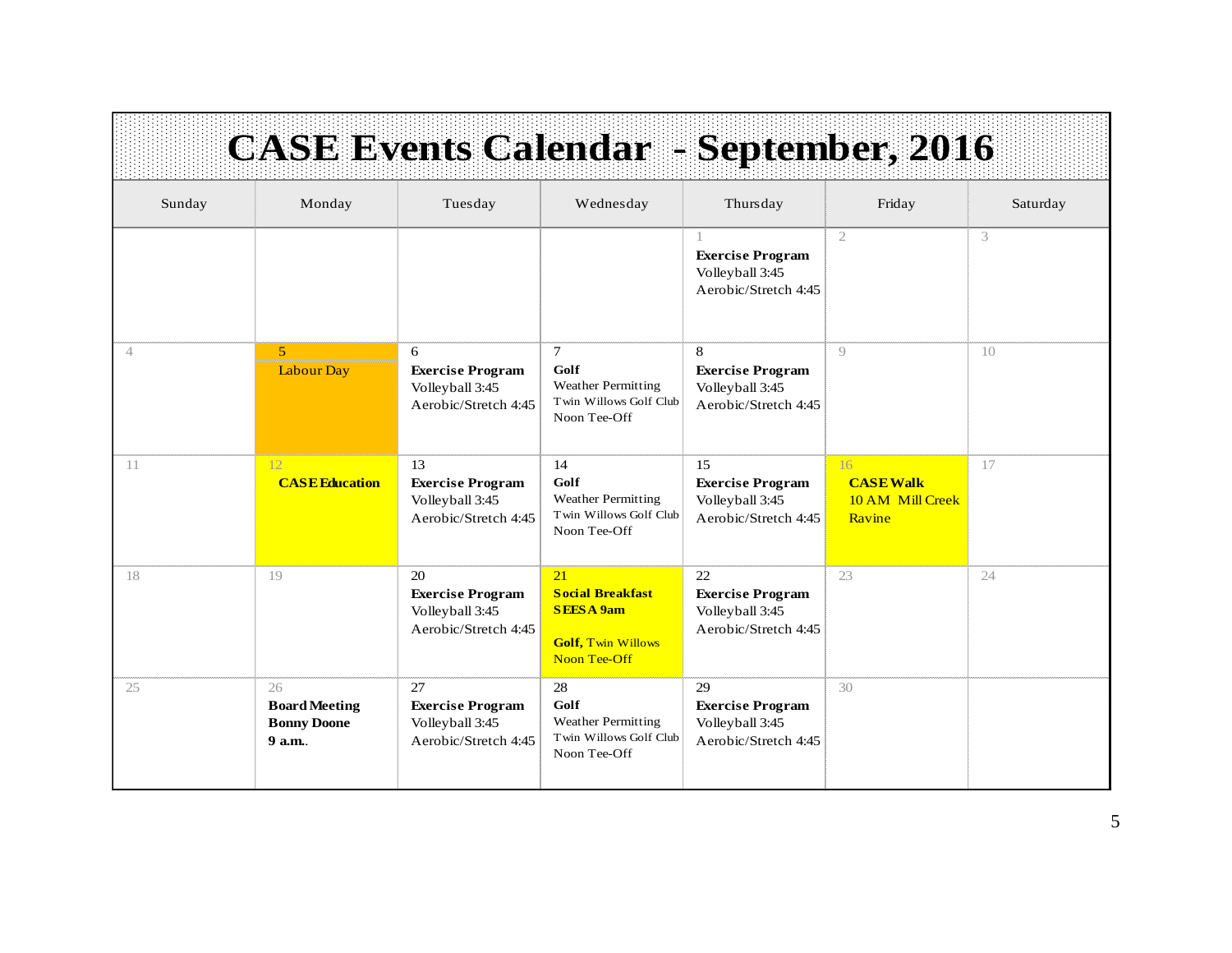# CASE Events Calendar - September, 2016

| Sunday | Monday | Tuesday | Wednesday | Thursday | Friday | Saturday |
|---|---|---|---|---|---|---|
| | | | | 1 **Exercise Program** Volleyball 3:45 Aerobic/Stretch 4:45 | 2 | 3 |
| 4 | 5 Labour Day | 6 **Exercise Program** Volleyball 3:45 Aerobic/Stretch 4:45 | 7 **Golf** Weather Permitting Twin Willows Golf Club Noon Tee-Off | 8 **Exercise Program** Volleyball 3:45 Aerobic/Stretch 4:45 | 9 | 10 |
| 11 | 12 **CASE Education** | 13 **Exercise Program** Volleyball 3:45 Aerobic/Stretch 4:45 | 14 **Golf** Weather Permitting Twin Willows Golf Club Noon Tee-Off | 15 **Exercise Program** Volleyball 3:45 Aerobic/Stretch 4:45 | 16 **CASE Walk** 10 AM Mill Creek Ravine | 17 |
| 18 | 19 | 20 **Exercise Program** Volleyball 3:45 Aerobic/Stretch 4:45 | 21 **Social Breakfast SEESA 9am** **Golf,** Twin Willows Noon Tee-Off | 22 **Exercise Program** Volleyball 3:45 Aerobic/Stretch 4:45 | 23 | 24 |
| 25 | 26 **Board Meeting Bonny Doone 9 a.m.**. | 27 **Exercise Program** Volleyball 3:45 Aerobic/Stretch 4:45 | 28 **Golf** Weather Permitting Twin Willows Golf Club Noon Tee-Off | 29 **Exercise Program** Volleyball 3:45 Aerobic/Stretch 4:45 | 30 | |